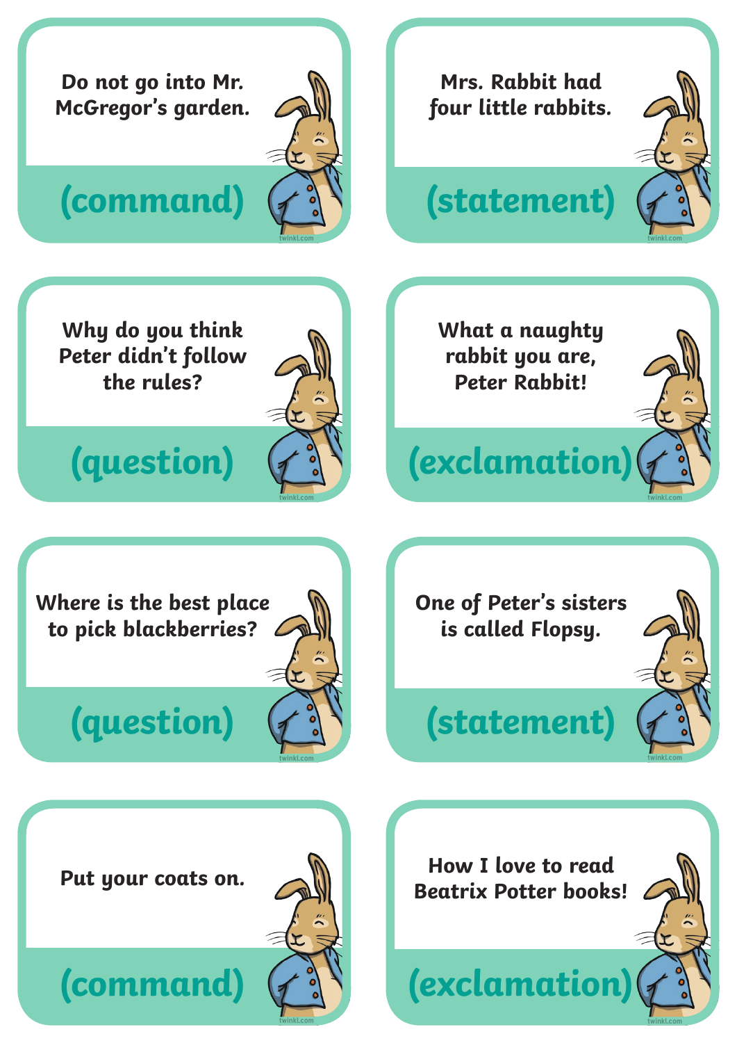Do not go into Mr. McGregor's garden.

(command)

Mrs. Rabbit had four little rabbits.

(statement)

Why do you think Peter didn't follow the rules?

(question)

What a naughty rabbit you are, Peter Rabbit!

(exclamation)

Where is the best place to pick blackberries?

(question)

One of Peter's sisters is called Flopsy.

(statement)

Put your coats on.

(command)

How I love to read Beatrix Potter books!

(exclamation)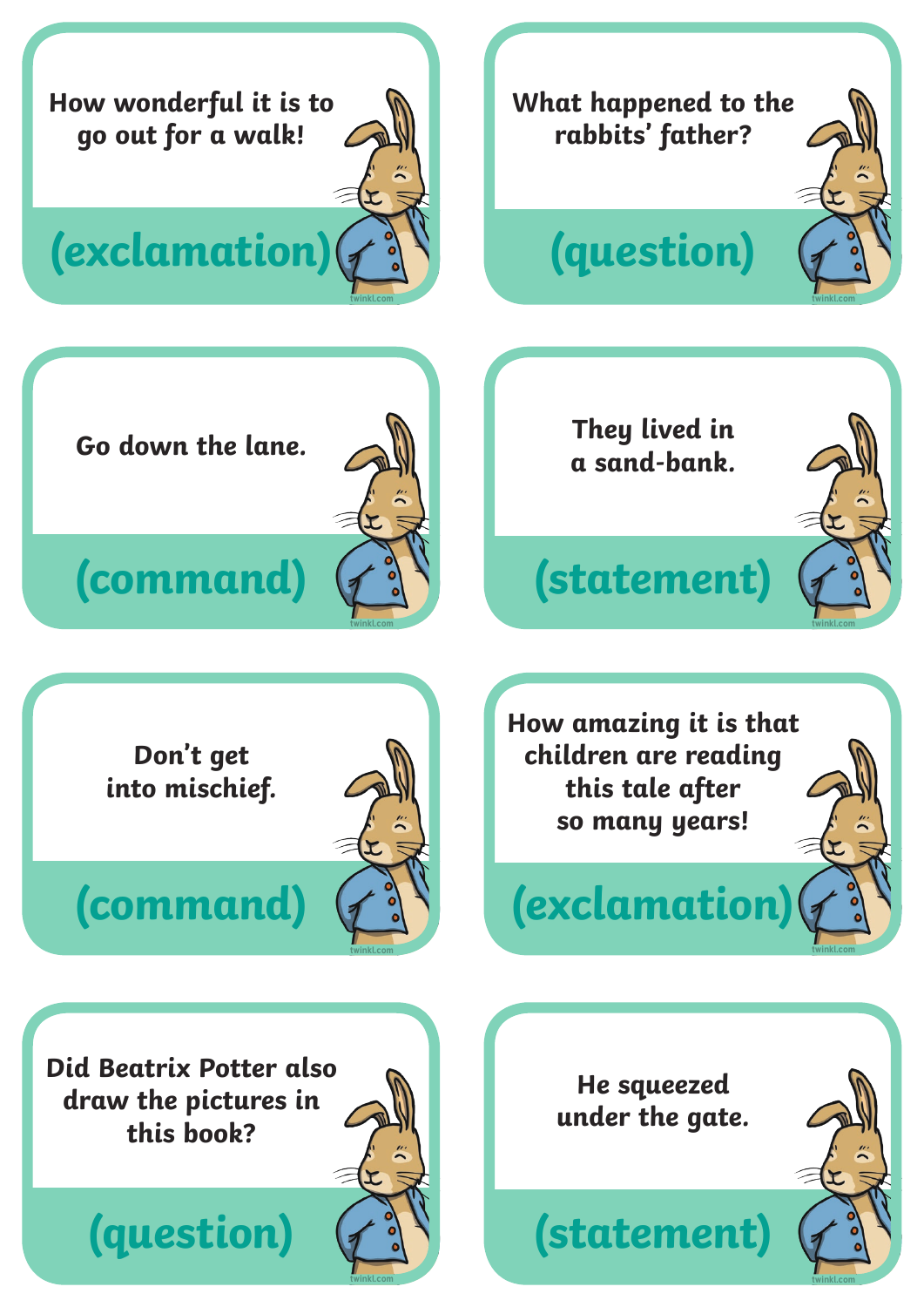How wonderful it is to go out for a walk!

**(exclamation)**

What happened to the rabbits' father?

**(question)**

Go down the lane.

**(command)**

They lived in a sand-bank.

**(statement)**

Don't get into mischief.

**(command)**

How amazing it is that children are reading this tale after so many years!

**(exclamation)**

Did Beatrix Potter also draw the pictures in this book?

**(question)**

He squeezed under the gate.

**(statement)**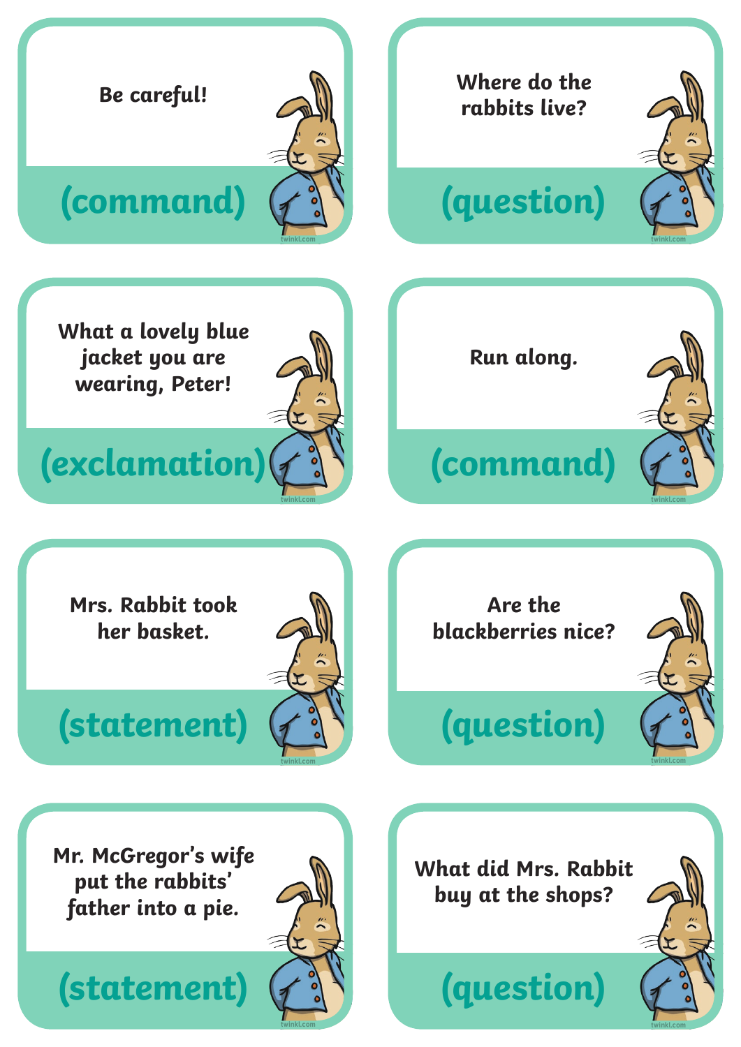Be careful!

**(command)**

Where do the rabbits live?

**(question)**

What a lovely blue jacket you are wearing, Peter!

**(exclamation)**

Run along.

**(command)**

Mrs. Rabbit took her basket.

**(statement)**

Are the blackberries nice?

**(question)**

Mr. McGregor's wife put the rabbits' father into a pie.

**(statement)**

What did Mrs. Rabbit buy at the shops?

**(question)**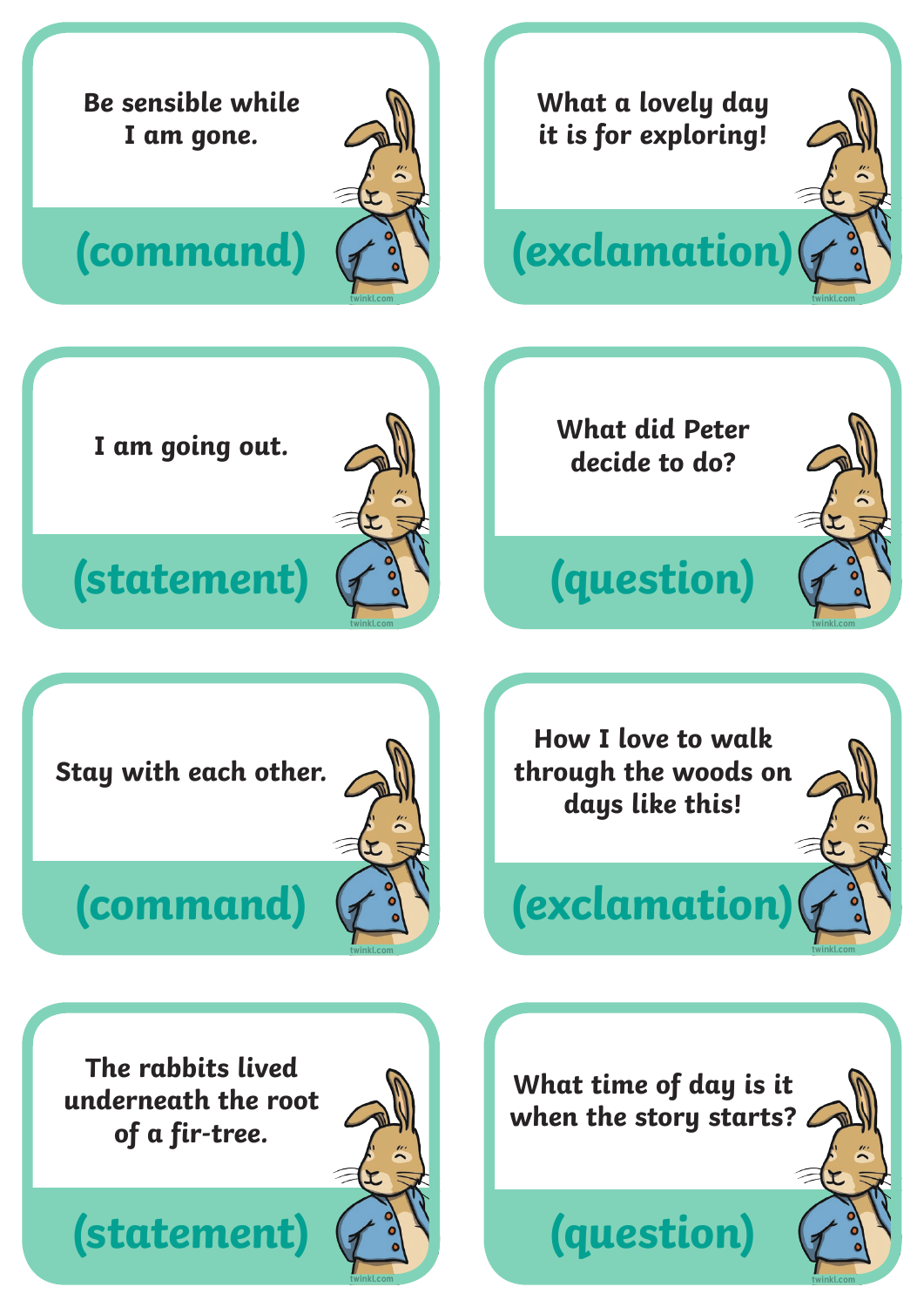Be sensible while I am gone.

**(command)**

What a lovely day it is for exploring!

**(exclamation)**

I am going out.

**(statement)**

What did Peter decide to do?

**(question)**

Stay with each other.

**(command)**

How I love to walk through the woods on days like this!

**(exclamation)**

The rabbits lived underneath the root of a fir-tree.

**(statement)**

What time of day is it when the story starts?

**(question)**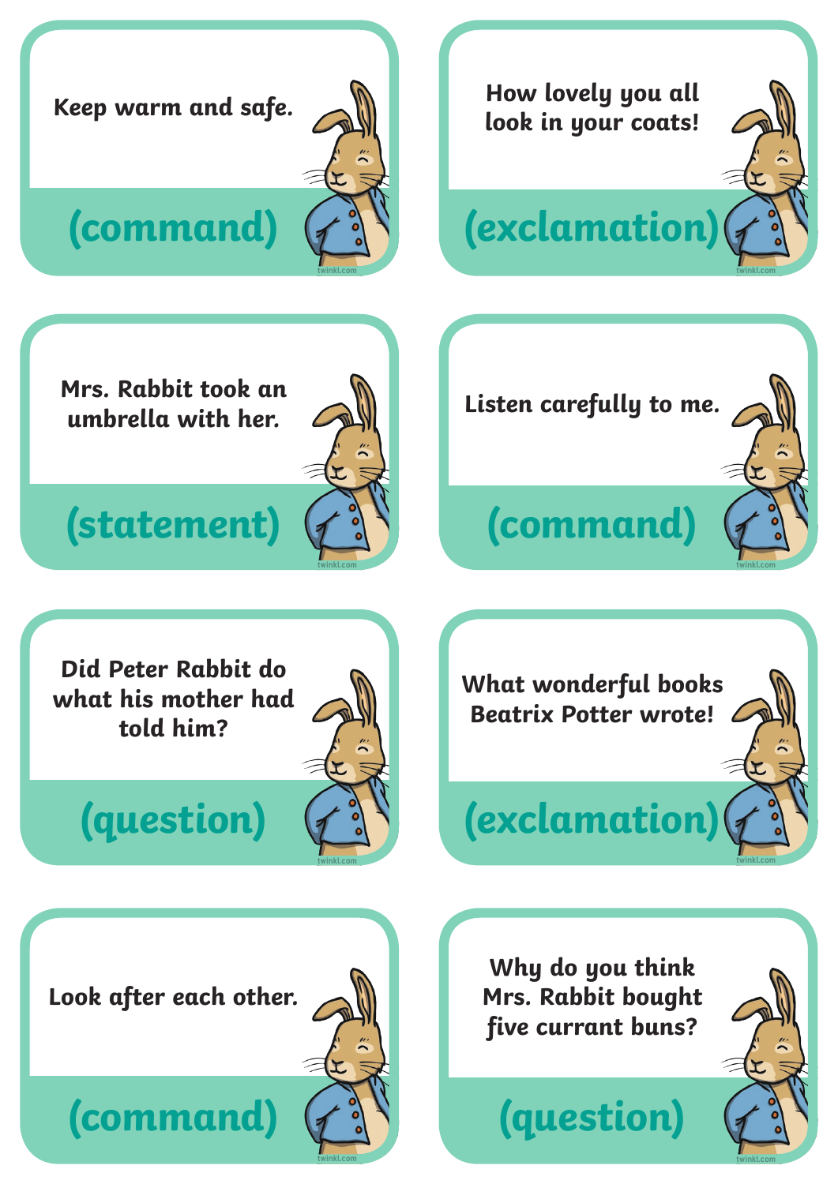Keep warm and safe.

**(command)**

How lovely you all look in your coats!

**(exclamation)**

Mrs. Rabbit took an umbrella with her.

**(statement)**

Listen carefully to me.

**(command)**

Did Peter Rabbit do what his mother had told him?

**(question)**

What wonderful books Beatrix Potter wrote!

**(exclamation)**

Look after each other.

**(command)**

Why do you think Mrs. Rabbit bought five currant buns?

**(question)**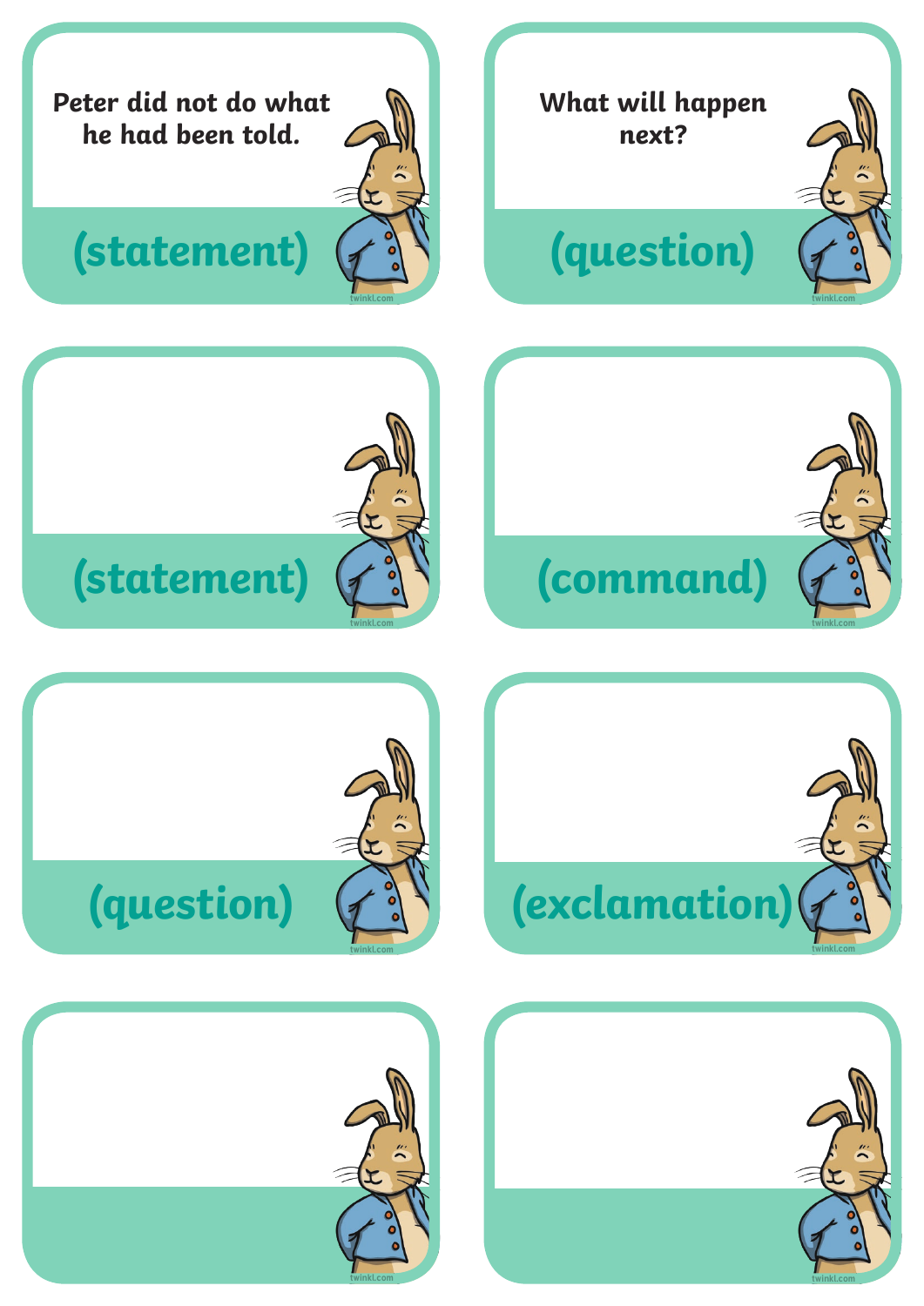Peter did not do what he had been told.

(statement)

What will happen next?

(question)

(statement)

(command)

(question)

(exclamation)